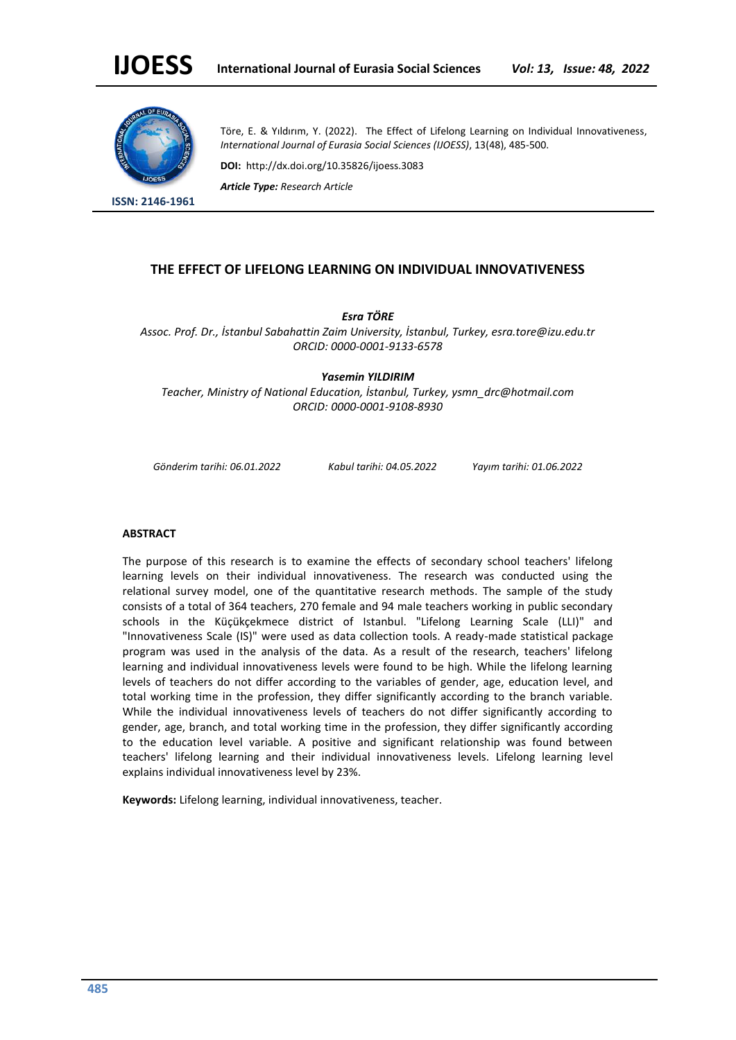Töre, E. & Yıldırım, Y. (2022). The Effect of Lifelong Learning on Individual Innovativeness, *International Journal of Eurasia Social Sciences (IJOESS)*, 13(48), 485-500.

**DOI:** http://dx.doi.org/10.35826/ijoess.3083

***Article Type:* *Research Article***

**ISSN: 2146-1961**

# THE EFFECT OF LIFELONG LEARNING ON INDIVIDUAL INNOVATIVENESS

***Esra TÖRE***

*Assoc. Prof. Dr., İstanbul Sabahattin Zaim University, İstanbul, Turkey, esra.tore@izu.edu.tr*
*ORCID: 0000-0001-9133-6578*

***Yasemin YILDIRIM***

*Teacher, Ministry of National Education, İstanbul, Turkey, ysmn_drc@hotmail.com*
*ORCID: 0000-0001-9108-8930*

*Gönderim tarihi: 06.01.2022* *Kabul tarihi: 04.05.2022* *Yayım tarihi: 01.06.2022*

## ABSTRACT

The purpose of this research is to examine the effects of secondary school teachers' lifelong learning levels on their individual innovativeness. The research was conducted using the relational survey model, one of the quantitative research methods. The sample of the study consists of a total of 364 teachers, 270 female and 94 male teachers working in public secondary schools in the Küçükçekmece district of Istanbul. "Lifelong Learning Scale (LLI)" and "Innovativeness Scale (IS)" were used as data collection tools. A ready-made statistical package program was used in the analysis of the data. As a result of the research, teachers' lifelong learning and individual innovativeness levels were found to be high. While the lifelong learning levels of teachers do not differ according to the variables of gender, age, education level, and total working time in the profession, they differ significantly according to the branch variable. While the individual innovativeness levels of teachers do not differ significantly according to gender, age, branch, and total working time in the profession, they differ significantly according to the education level variable. A positive and significant relationship was found between teachers' lifelong learning and their individual innovativeness levels. Lifelong learning level explains individual innovativeness level by 23%.

**Keywords:** Lifelong learning, individual innovativeness, teacher.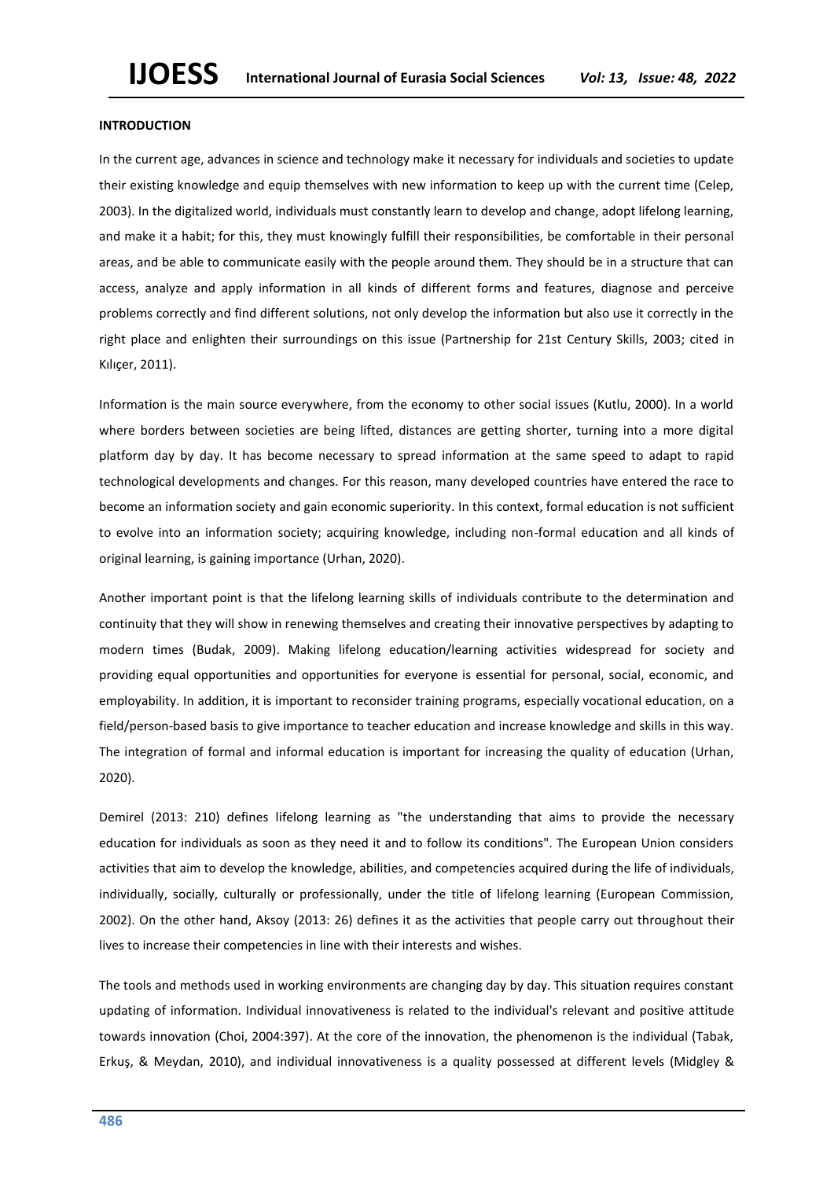## INTRODUCTION

In the current age, advances in science and technology make it necessary for individuals and societies to update their existing knowledge and equip themselves with new information to keep up with the current time (Celep, 2003). In the digitalized world, individuals must constantly learn to develop and change, adopt lifelong learning, and make it a habit; for this, they must knowingly fulfill their responsibilities, be comfortable in their personal areas, and be able to communicate easily with the people around them. They should be in a structure that can access, analyze and apply information in all kinds of different forms and features, diagnose and perceive problems correctly and find different solutions, not only develop the information but also use it correctly in the right place and enlighten their surroundings on this issue (Partnership for 21st Century Skills, 2003; cited in Kılıçer, 2011).

Information is the main source everywhere, from the economy to other social issues (Kutlu, 2000). In a world where borders between societies are being lifted, distances are getting shorter, turning into a more digital platform day by day. It has become necessary to spread information at the same speed to adapt to rapid technological developments and changes. For this reason, many developed countries have entered the race to become an information society and gain economic superiority. In this context, formal education is not sufficient to evolve into an information society; acquiring knowledge, including non-formal education and all kinds of original learning, is gaining importance (Urhan, 2020).

Another important point is that the lifelong learning skills of individuals contribute to the determination and continuity that they will show in renewing themselves and creating their innovative perspectives by adapting to modern times (Budak, 2009). Making lifelong education/learning activities widespread for society and providing equal opportunities and opportunities for everyone is essential for personal, social, economic, and employability. In addition, it is important to reconsider training programs, especially vocational education, on a field/person-based basis to give importance to teacher education and increase knowledge and skills in this way. The integration of formal and informal education is important for increasing the quality of education (Urhan, 2020).

Demirel (2013: 210) defines lifelong learning as "the understanding that aims to provide the necessary education for individuals as soon as they need it and to follow its conditions". The European Union considers activities that aim to develop the knowledge, abilities, and competencies acquired during the life of individuals, individually, socially, culturally or professionally, under the title of lifelong learning (European Commission, 2002). On the other hand, Aksoy (2013: 26) defines it as the activities that people carry out throughout their lives to increase their competencies in line with their interests and wishes.

The tools and methods used in working environments are changing day by day. This situation requires constant updating of information. Individual innovativeness is related to the individual's relevant and positive attitude towards innovation (Choi, 2004:397). At the core of the innovation, the phenomenon is the individual (Tabak, Erkuş, & Meydan, 2010), and individual innovativeness is a quality possessed at different levels (Midgley &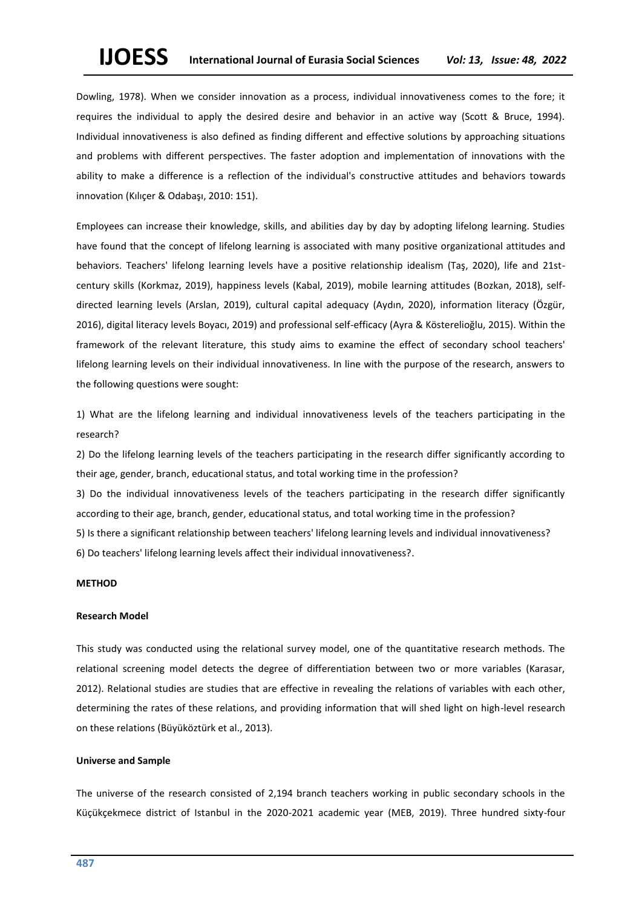Dowling, 1978). When we consider innovation as a process, individual innovativeness comes to the fore; it requires the individual to apply the desired desire and behavior in an active way (Scott & Bruce, 1994). Individual innovativeness is also defined as finding different and effective solutions by approaching situations and problems with different perspectives. The faster adoption and implementation of innovations with the ability to make a difference is a reflection of the individual's constructive attitudes and behaviors towards innovation (Kılıçer & Odabaşı, 2010: 151).

Employees can increase their knowledge, skills, and abilities day by day by adopting lifelong learning. Studies have found that the concept of lifelong learning is associated with many positive organizational attitudes and behaviors. Teachers' lifelong learning levels have a positive relationship idealism (Taş, 2020), life and 21st-century skills (Korkmaz, 2019), happiness levels (Kabal, 2019), mobile learning attitudes (Bozkan, 2018), self-directed learning levels (Arslan, 2019), cultural capital adequacy (Aydın, 2020), information literacy (Özgür, 2016), digital literacy levels Boyacı, 2019) and professional self-efficacy (Ayra & Kösterelioğlu, 2015). Within the framework of the relevant literature, this study aims to examine the effect of secondary school teachers' lifelong learning levels on their individual innovativeness. In line with the purpose of the research, answers to the following questions were sought:

1) What are the lifelong learning and individual innovativeness levels of the teachers participating in the research?

2) Do the lifelong learning levels of the teachers participating in the research differ significantly according to their age, gender, branch, educational status, and total working time in the profession?

3) Do the individual innovativeness levels of the teachers participating in the research differ significantly according to their age, branch, gender, educational status, and total working time in the profession?

5) Is there a significant relationship between teachers' lifelong learning levels and individual innovativeness?

6) Do teachers' lifelong learning levels affect their individual innovativeness?.

## METHOD

### Research Model

This study was conducted using the relational survey model, one of the quantitative research methods. The relational screening model detects the degree of differentiation between two or more variables (Karasar, 2012). Relational studies are studies that are effective in revealing the relations of variables with each other, determining the rates of these relations, and providing information that will shed light on high-level research on these relations (Büyüköztürk et al., 2013).

### Universe and Sample

The universe of the research consisted of 2,194 branch teachers working in public secondary schools in the Küçükçekmece district of Istanbul in the 2020-2021 academic year (MEB, 2019). Three hundred sixty-four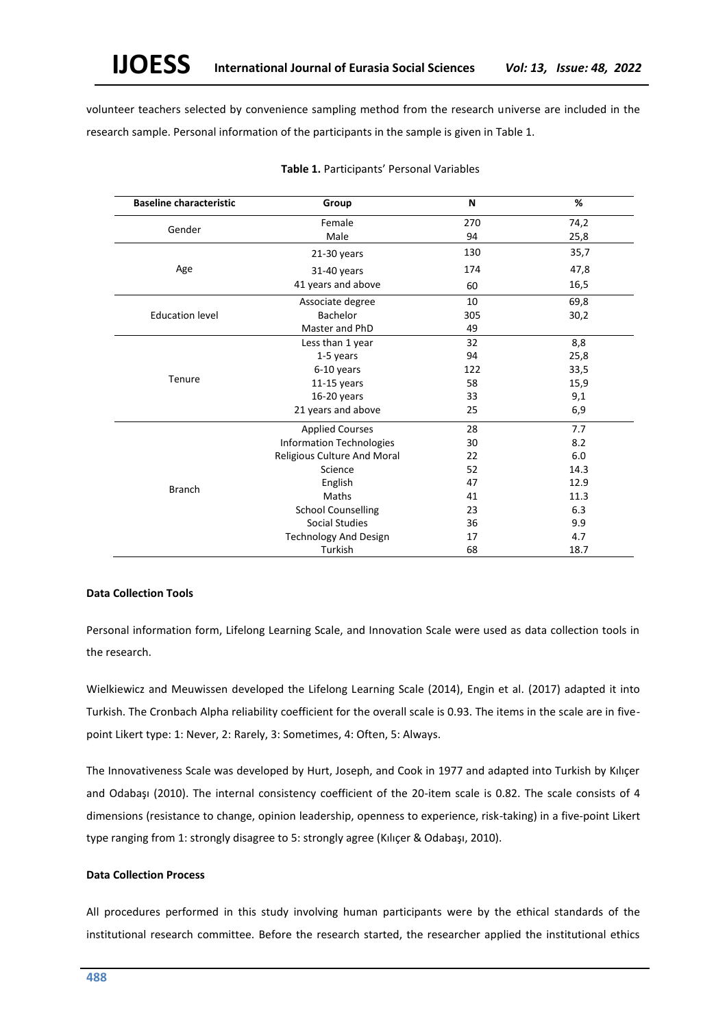volunteer teachers selected by convenience sampling method from the research universe are included in the research sample. Personal information of the participants in the sample is given in Table 1.

**Table 1.** Participants' Personal Variables

| Baseline characteristic | Group | N | % |
|---|---|---|---|
| Gender | Female | 270 | 74,2 |
| | Male | 94 | 25,8 |
| Age | 21-30 years | 130 | 35,7 |
| | 31-40 years | 174 | 47,8 |
| | 41 years and above | 60 | 16,5 |
| Education level | Associate degree | 10 | 69,8 |
| | Bachelor | 305 | 30,2 |
| | Master and PhD | 49 | |
| Tenure | Less than 1 year | 32 | 8,8 |
| | 1-5 years | 94 | 25,8 |
| | 6-10 years | 122 | 33,5 |
| | 11-15 years | 58 | 15,9 |
| | 16-20 years | 33 | 9,1 |
| | 21 years and above | 25 | 6,9 |
| Branch | Applied Courses | 28 | 7.7 |
| | Information Technologies | 30 | 8.2 |
| | Religious Culture And Moral | 22 | 6.0 |
| | Science | 52 | 14.3 |
| | English | 47 | 12.9 |
| | Maths | 41 | 11.3 |
| | School Counselling | 23 | 6.3 |
| | Social Studies | 36 | 9.9 |
| | Technology And Design | 17 | 4.7 |
| | Turkish | 68 | 18.7 |

**Data Collection Tools**

Personal information form, Lifelong Learning Scale, and Innovation Scale were used as data collection tools in the research.

Wielkiewicz and Meuwissen developed the Lifelong Learning Scale (2014), Engin et al. (2017) adapted it into Turkish. The Cronbach Alpha reliability coefficient for the overall scale is 0.93. The items in the scale are in five-point Likert type: 1: Never, 2: Rarely, 3: Sometimes, 4: Often, 5: Always.

The Innovativeness Scale was developed by Hurt, Joseph, and Cook in 1977 and adapted into Turkish by Kılıçer and Odabaşı (2010). The internal consistency coefficient of the 20-item scale is 0.82. The scale consists of 4 dimensions (resistance to change, opinion leadership, openness to experience, risk-taking) in a five-point Likert type ranging from 1: strongly disagree to 5: strongly agree (Kılıçer & Odabaşı, 2010).

**Data Collection Process**

All procedures performed in this study involving human participants were by the ethical standards of the institutional research committee. Before the research started, the researcher applied the institutional ethics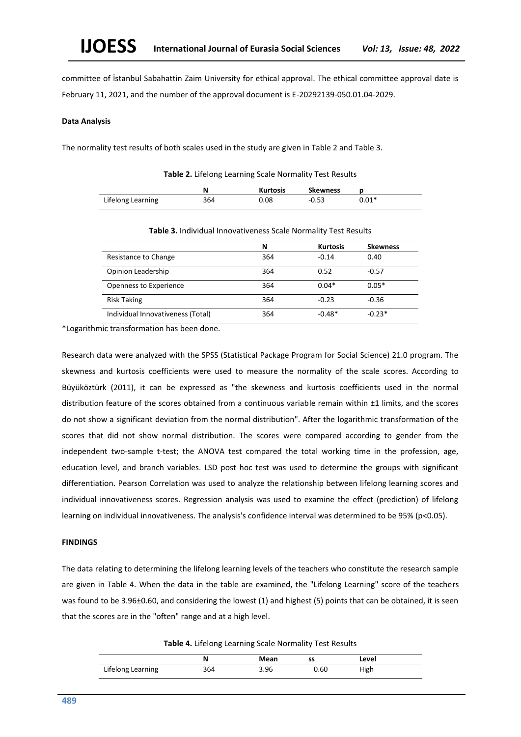committee of İstanbul Sabahattin Zaim University for ethical approval. The ethical committee approval date is February 11, 2021, and the number of the approval document is E-20292139-050.01.04-2029.

**Data Analysis**

The normality test results of both scales used in the study are given in Table 2 and Table 3.

**Table 2.** Lifelong Learning Scale Normality Test Results

| | N | Kurtosis | Skewness | p |
|---|---|---|---|---|
| Lifelong Learning | 364 | 0.08 | -0.53 | 0.01* |

**Table 3.** Individual Innovativeness Scale Normality Test Results

| | N | Kurtosis | Skewness |
|---|---|---|---|
| Resistance to Change | 364 | -0.14 | 0.40 |
| Opinion Leadership | 364 | 0.52 | -0.57 |
| Openness to Experience | 364 | 0.04* | 0.05* |
| Risk Taking | 364 | -0.23 | -0.36 |
| Individual Innovativeness (Total) | 364 | -0.48* | -0.23* |

*Logarithmic transformation has been done.

Research data were analyzed with the SPSS (Statistical Package Program for Social Science) 21.0 program. The skewness and kurtosis coefficients were used to measure the normality of the scale scores. According to Büyüköztürk (2011), it can be expressed as "the skewness and kurtosis coefficients used in the normal distribution feature of the scores obtained from a continuous variable remain within ±1 limits, and the scores do not show a significant deviation from the normal distribution". After the logarithmic transformation of the scores that did not show normal distribution. The scores were compared according to gender from the independent two-sample t-test; the ANOVA test compared the total working time in the profession, age, education level, and branch variables. LSD post hoc test was used to determine the groups with significant differentiation. Pearson Correlation was used to analyze the relationship between lifelong learning scores and individual innovativeness scores. Regression analysis was used to examine the effect (prediction) of lifelong learning on individual innovativeness. The analysis's confidence interval was determined to be 95% ($p<0.05$).

## FINDINGS

The data relating to determining the lifelong learning levels of the teachers who constitute the research sample are given in Table 4. When the data in the table are examined, the "Lifelong Learning" score of the teachers was found to be 3.96±0.60, and considering the lowest (1) and highest (5) points that can be obtained, it is seen that the scores are in the "often" range and at a high level.

**Table 4.** Lifelong Learning Scale Normality Test Results

| | N | Mean | ss | Level |
|---|---|---|---|---|
| Lifelong Learning | 364 | 3.96 | 0.60 | High |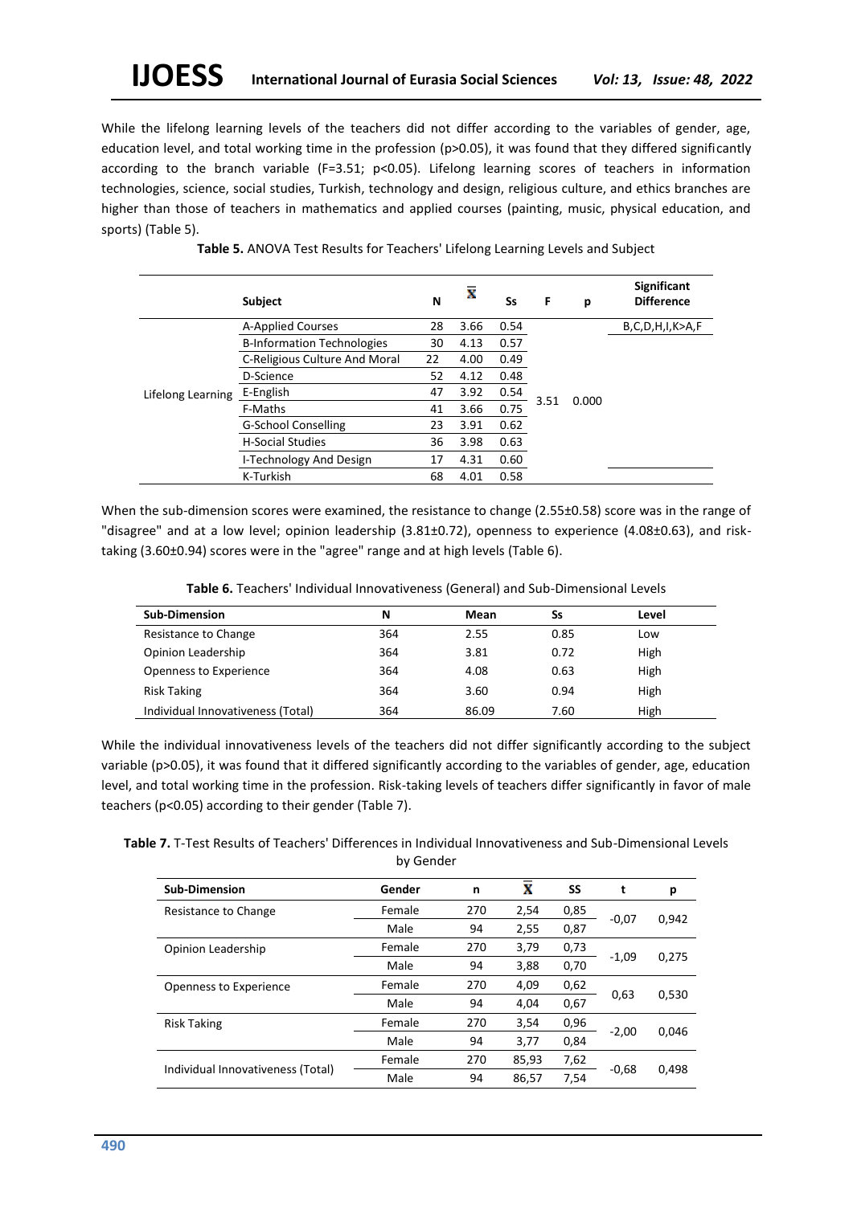While the lifelong learning levels of the teachers did not differ according to the variables of gender, age, education level, and total working time in the profession ($p>0.05$), it was found that they differed significantly according to the branch variable ($F=3.51$; $p<0.05$). Lifelong learning scores of teachers in information technologies, science, social studies, Turkish, technology and design, religious culture, and ethics branches are higher than those of teachers in mathematics and applied courses (painting, music, physical education, and sports) (Table 5).

**Table 5.** ANOVA Test Results for Teachers' Lifelong Learning Levels and Subject

| | Subject | N | $\bar{X}$ | Ss | F | p | Significant Difference |
|---|---|---|---|---|---|---|---|
| Lifelong Learning | A-Applied Courses | 28 | 3.66 | 0.54 | 3.51 | 0.000 | B,C,D,H,I,K>A,F |
| | B-Information Technologies | 30 | 4.13 | 0.57 | | | |
| | C-Religious Culture And Moral | 22 | 4.00 | 0.49 | | | |
| | D-Science | 52 | 4.12 | 0.48 | | | |
| | E-English | 47 | 3.92 | 0.54 | | | |
| | F-Maths | 41 | 3.66 | 0.75 | | | |
| | G-School Conselling | 23 | 3.91 | 0.62 | | | |
| | H-Social Studies | 36 | 3.98 | 0.63 | | | |
| | I-Technology And Design | 17 | 4.31 | 0.60 | | | |
| | K-Turkish | 68 | 4.01 | 0.58 | | | |

When the sub-dimension scores were examined, the resistance to change (2.55±0.58) score was in the range of "disagree" and at a low level; opinion leadership (3.81±0.72), openness to experience (4.08±0.63), and risk-taking (3.60±0.94) scores were in the "agree" range and at high levels (Table 6).

**Table 6.** Teachers' Individual Innovativeness (General) and Sub-Dimensional Levels

| Sub-Dimension | N | Mean | Ss | Level |
|---|---|---|---|---|
| Resistance to Change | 364 | 2.55 | 0.85 | Low |
| Opinion Leadership | 364 | 3.81 | 0.72 | High |
| Openness to Experience | 364 | 4.08 | 0.63 | High |
| Risk Taking | 364 | 3.60 | 0.94 | High |
| Individual Innovativeness (Total) | 364 | 86.09 | 7.60 | High |

While the individual innovativeness levels of the teachers did not differ significantly according to the subject variable ($p>0.05$), it was found that it differed significantly according to the variables of gender, age, education level, and total working time in the profession. Risk-taking levels of teachers differ significantly in favor of male teachers ($p<0.05$) according to their gender (Table 7).

**Table 7.** T-Test Results of Teachers' Differences in Individual Innovativeness and Sub-Dimensional Levels by Gender

| Sub-Dimension | Gender | n | $\bar{X}$ | SS | t | p |
|---|---|---|---|---|---|---|
| Resistance to Change | Female | 270 | 2,54 | 0,85 | -0,07 | 0,942 |
| | Male | 94 | 2,55 | 0,87 | | |
| Opinion Leadership | Female | 270 | 3,79 | 0,73 | -1,09 | 0,275 |
| | Male | 94 | 3,88 | 0,70 | | |
| Openness to Experience | Female | 270 | 4,09 | 0,62 | 0,63 | 0,530 |
| | Male | 94 | 4,04 | 0,67 | | |
| Risk Taking | Female | 270 | 3,54 | 0,96 | -2,00 | 0,046 |
| | Male | 94 | 3,77 | 0,84 | | |
| Individual Innovativeness (Total) | Female | 270 | 85,93 | 7,62 | -0,68 | 0,498 |
| | Male | 94 | 86,57 | 7,54 | | |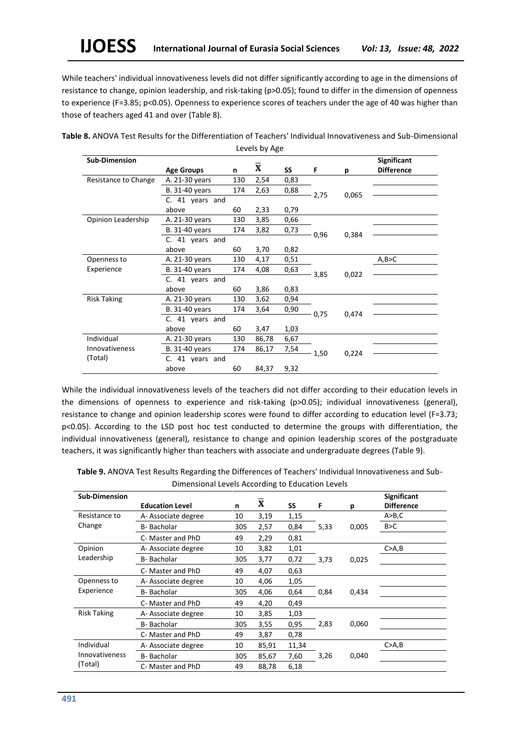While teachers' individual innovativeness levels did not differ significantly according to age in the dimensions of resistance to change, opinion leadership, and risk-taking (p>0.05); found to differ in the dimension of openness to experience (F=3.85; p<0.05). Openness to experience scores of teachers under the age of 40 was higher than those of teachers aged 41 and over (Table 8).

**Table 8.** ANOVA Test Results for the Differentiation of Teachers' Individual Innovativeness and Sub-Dimensional Levels by Age

| Sub-Dimension | Age Groups | n | $\bar{X}$ | SS | F | p | Significant Difference |
|---|---|---|---|---|---|---|---|
| Resistance to Change | A. 21-30 years | 130 | 2,54 | 0,83 | 2,75 | 0,065 | |
| | B. 31-40 years | 174 | 2,63 | 0,88 | | | |
| | C. 41 years and above | 60 | 2,33 | 0,79 | | | |
| Opinion Leadership | A. 21-30 years | 130 | 3,85 | 0,66 | 0,96 | 0,384 | |
| | B. 31-40 years | 174 | 3,82 | 0,73 | | | |
| | C. 41 years and above | 60 | 3,70 | 0,82 | | | |
| Openness to Experience | A. 21-30 years | 130 | 4,17 | 0,51 | 3,85 | 0,022 | A,B>C |
| | B. 31-40 years | 174 | 4,08 | 0,63 | | | |
| | C. 41 years and above | 60 | 3,86 | 0,83 | | | |
| Risk Taking | A. 21-30 years | 130 | 3,62 | 0,94 | 0,75 | 0,474 | |
| | B. 31-40 years | 174 | 3,64 | 0,90 | | | |
| | C. 41 years and above | 60 | 3,47 | 1,03 | | | |
| Individual Innovativeness (Total) | A. 21-30 years | 130 | 86,78 | 6,67 | 1,50 | 0,224 | |
| | B. 31-40 years | 174 | 86,17 | 7,54 | | | |
| | C. 41 years and above | 60 | 84,37 | 9,32 | | | |

While the individual innovativeness levels of the teachers did not differ according to their education levels in the dimensions of openness to experience and risk-taking (p>0.05); individual innovativeness (general), resistance to change and opinion leadership scores were found to differ according to education level (F=3.73; p<0.05). According to the LSD post hoc test conducted to determine the groups with differentiation, the individual innovativeness (general), resistance to change and opinion leadership scores of the postgraduate teachers, it was significantly higher than teachers with associate and undergraduate degrees (Table 9).

**Table 9.** ANOVA Test Results Regarding the Differences of Teachers' Individual Innovativeness and Sub-Dimensional Levels According to Education Levels

| Sub-Dimension | Education Level | n | $\bar{X}$ | SS | F | p | Significant Difference |
|---|---|---|---|---|---|---|---|
| Resistance to Change | A- Associate degree | 10 | 3,19 | 1,15 | 5,33 | 0,005 | A>B,C |
| | B- Bacholar | 305 | 2,57 | 0,84 | | | B>C |
| | C- Master and PhD | 49 | 2,29 | 0,81 | | | |
| Opinion Leadership | A- Associate degree | 10 | 3,82 | 1,01 | 3,73 | 0,025 | C>A,B |
| | B- Bacholar | 305 | 3,77 | 0,72 | | | |
| | C- Master and PhD | 49 | 4,07 | 0,63 | | | |
| Openness to Experience | A- Associate degree | 10 | 4,06 | 1,05 | 0,84 | 0,434 | |
| | B- Bacholar | 305 | 4,06 | 0,64 | | | |
| | C- Master and PhD | 49 | 4,20 | 0,49 | | | |
| Risk Taking | A- Associate degree | 10 | 3,85 | 1,03 | 2,83 | 0,060 | |
| | B- Bacholar | 305 | 3,55 | 0,95 | | | |
| | C- Master and PhD | 49 | 3,87 | 0,78 | | | |
| Individual Innovativeness (Total) | A- Associate degree | 10 | 85,91 | 11,34 | 3,26 | 0,040 | C>A,B |
| | B- Bacholar | 305 | 85,67 | 7,60 | | | |
| | C- Master and PhD | 49 | 88,78 | 6,18 | | | |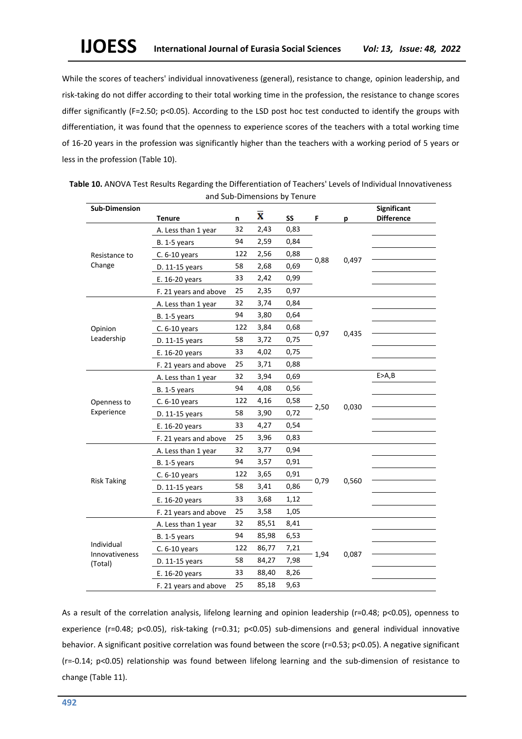While the scores of teachers' individual innovativeness (general), resistance to change, opinion leadership, and risk-taking do not differ according to their total working time in the profession, the resistance to change scores differ significantly (F=2.50; p<0.05). According to the LSD post hoc test conducted to identify the groups with differentiation, it was found that the openness to experience scores of the teachers with a total working time of 16-20 years in the profession was significantly higher than the teachers with a working period of 5 years or less in the profession (Table 10).

**Table 10.** ANOVA Test Results Regarding the Differentiation of Teachers' Levels of Individual Innovativeness and Sub-Dimensions by Tenure

| Sub-Dimension | Tenure | n | $\bar{X}$ | SS | F | p | Significant Difference |
|---|---|---|---|---|---|---|---|
| Resistance to Change | A. Less than 1 year | 32 | 2,43 | 0,83 | 0,88 | 0,497 | |
| | B. 1-5 years | 94 | 2,59 | 0,84 | | | |
| | C. 6-10 years | 122 | 2,56 | 0,88 | | | |
| | D. 11-15 years | 58 | 2,68 | 0,69 | | | |
| | E. 16-20 years | 33 | 2,42 | 0,99 | | | |
| | F. 21 years and above | 25 | 2,35 | 0,97 | | | |
| Opinion Leadership | A. Less than 1 year | 32 | 3,74 | 0,84 | 0,97 | 0,435 | |
| | B. 1-5 years | 94 | 3,80 | 0,64 | | | |
| | C. 6-10 years | 122 | 3,84 | 0,68 | | | |
| | D. 11-15 years | 58 | 3,72 | 0,75 | | | |
| | E. 16-20 years | 33 | 4,02 | 0,75 | | | |
| | F. 21 years and above | 25 | 3,71 | 0,88 | | | |
| Openness to Experience | A. Less than 1 year | 32 | 3,94 | 0,69 | 2,50 | 0,030 | E>A,B |
| | B. 1-5 years | 94 | 4,08 | 0,56 | | | |
| | C. 6-10 years | 122 | 4,16 | 0,58 | | | |
| | D. 11-15 years | 58 | 3,90 | 0,72 | | | |
| | E. 16-20 years | 33 | 4,27 | 0,54 | | | |
| | F. 21 years and above | 25 | 3,96 | 0,83 | | | |
| Risk Taking | A. Less than 1 year | 32 | 3,77 | 0,94 | 0,79 | 0,560 | |
| | B. 1-5 years | 94 | 3,57 | 0,91 | | | |
| | C. 6-10 years | 122 | 3,65 | 0,91 | | | |
| | D. 11-15 years | 58 | 3,41 | 0,86 | | | |
| | E. 16-20 years | 33 | 3,68 | 1,12 | | | |
| | F. 21 years and above | 25 | 3,58 | 1,05 | | | |
| Individual Innovativeness (Total) | A. Less than 1 year | 32 | 85,51 | 8,41 | 1,94 | 0,087 | |
| | B. 1-5 years | 94 | 85,98 | 6,53 | | | |
| | C. 6-10 years | 122 | 86,77 | 7,21 | | | |
| | D. 11-15 years | 58 | 84,27 | 7,98 | | | |
| | E. 16-20 years | 33 | 88,40 | 8,26 | | | |
| | F. 21 years and above | 25 | 85,18 | 9,63 | | | |

As a result of the correlation analysis, lifelong learning and opinion leadership (r=0.48; p<0.05), openness to experience (r=0.48; p<0.05), risk-taking (r=0.31; p<0.05) sub-dimensions and general individual innovative behavior. A significant positive correlation was found between the score (r=0.53; p<0.05). A negative significant (r=-0.14; p<0.05) relationship was found between lifelong learning and the sub-dimension of resistance to change (Table 11).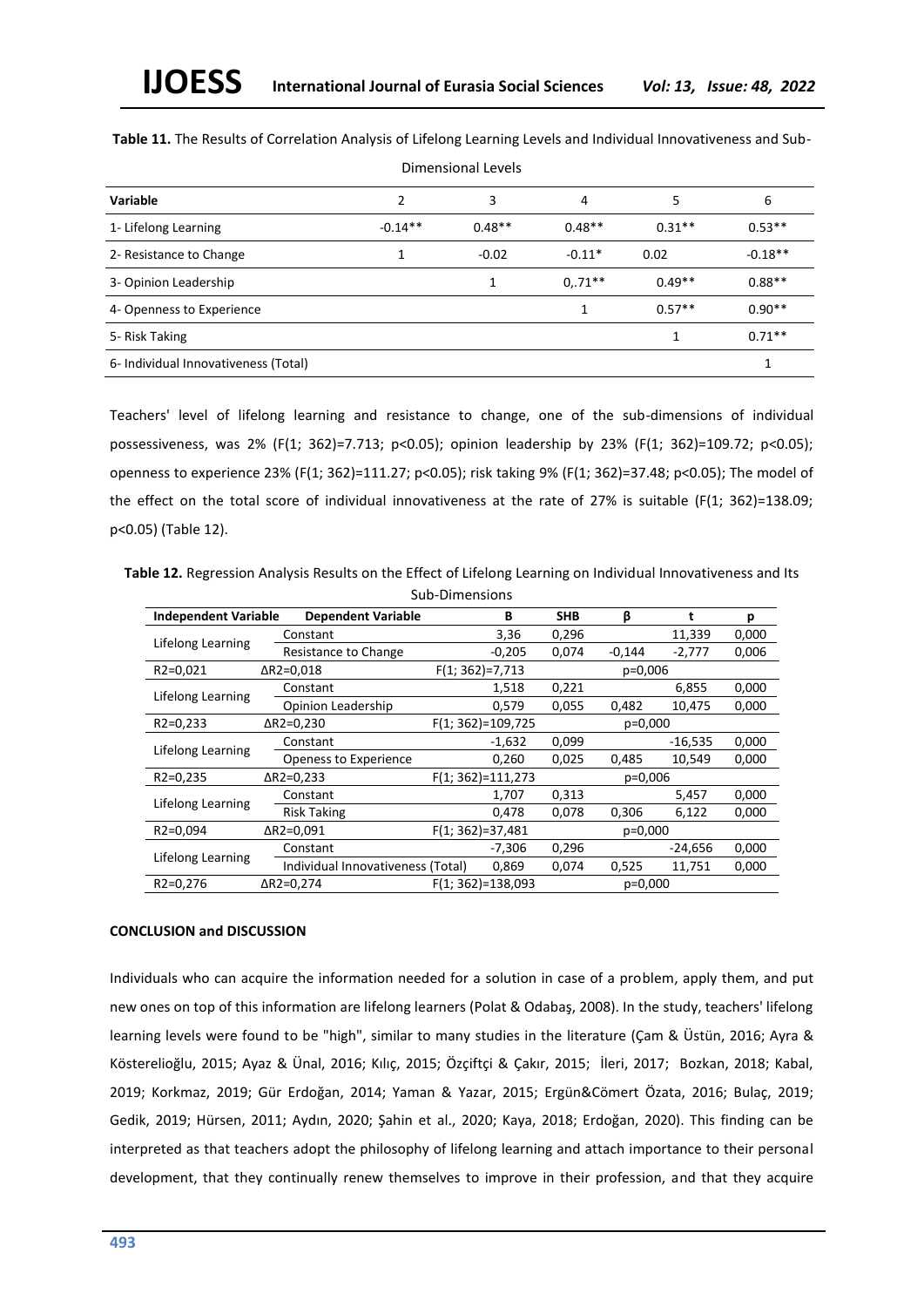**Table 11.** The Results of Correlation Analysis of Lifelong Learning Levels and Individual Innovativeness and Sub-Dimensional Levels

| Variable | 2 | 3 | 4 | 5 | 6 |
|---|---|---|---|---|---|
| 1- Lifelong Learning | -0.14** | 0.48** | 0.48** | 0.31** | 0.53** |
| 2- Resistance to Change | 1 | -0.02 | -0.11* | 0.02 | -0.18** |
| 3- Opinion Leadership | | 1 | 0,.71** | 0.49** | 0.88** |
| 4- Openness to Experience | | | 1 | 0.57** | 0.90** |
| 5- Risk Taking | | | | 1 | 0.71** |
| 6- Individual Innovativeness (Total) | | | | | 1 |

Teachers' level of lifelong learning and resistance to change, one of the sub-dimensions of individual possessiveness, was 2% ($F(1; 362)=7.713$; $p<0.05$); opinion leadership by 23% ($F(1; 362)=109.72$; $p<0.05$); openness to experience 23% ($F(1; 362)=111.27$; $p<0.05$); risk taking 9% ($F(1; 362)=37.48$; $p<0.05$); The model of the effect on the total score of individual innovativeness at the rate of 27% is suitable ($F(1; 362)=138.09$; $p<0.05$) (Table 12).

**Table 12.** Regression Analysis Results on the Effect of Lifelong Learning on Individual Innovativeness and Its Sub-Dimensions

| Independent Variable | Dependent Variable | B | SHB | β | t | p |
|---|---|---|---|---|---|---|
| Lifelong Learning | Constant | 3,36 | 0,296 | | 11,339 | 0,000 |
| | Resistance to Change | -0,205 | 0,074 | -0,144 | -2,777 | 0,006 |
| R2=0,021 | ΔR2=0,018 | F(1; 362)=7,713 | | p=0,006 | | |
| Lifelong Learning | Constant | 1,518 | 0,221 | | 6,855 | 0,000 |
| | Opinion Leadership | 0,579 | 0,055 | 0,482 | 10,475 | 0,000 |
| R2=0,233 | ΔR2=0,230 | F(1; 362)=109,725 | | p=0,000 | | |
| Lifelong Learning | Constant | -1,632 | 0,099 | | -16,535 | 0,000 |
| | Openess to Experience | 0,260 | 0,025 | 0,485 | 10,549 | 0,000 |
| R2=0,235 | ΔR2=0,233 | F(1; 362)=111,273 | | p=0,006 | | |
| Lifelong Learning | Constant | 1,707 | 0,313 | | 5,457 | 0,000 |
| | Risk Taking | 0,478 | 0,078 | 0,306 | 6,122 | 0,000 |
| R2=0,094 | ΔR2=0,091 | F(1; 362)=37,481 | | p=0,000 | | |
| Lifelong Learning | Constant | -7,306 | 0,296 | | -24,656 | 0,000 |
| | Individual Innovativeness (Total) | 0,869 | 0,074 | 0,525 | 11,751 | 0,000 |
| R2=0,276 | ΔR2=0,274 | F(1; 362)=138,093 | | p=0,000 | | |

## CONCLUSION and DISCUSSION

Individuals who can acquire the information needed for a solution in case of a problem, apply them, and put new ones on top of this information are lifelong learners (Polat & Odabaş, 2008). In the study, teachers' lifelong learning levels were found to be "high", similar to many studies in the literature (Çam & Üstün, 2016; Ayra & Kösterelioğlu, 2015; Ayaz & Ünal, 2016; Kılıç, 2015; Özçiftçi & Çakır, 2015; İleri, 2017; Bozkan, 2018; Kabal, 2019; Korkmaz, 2019; Gür Erdoğan, 2014; Yaman & Yazar, 2015; Ergün&Cömert Özata, 2016; Bulaç, 2019; Gedik, 2019; Hürsen, 2011; Aydın, 2020; Şahin et al., 2020; Kaya, 2018; Erdoğan, 2020). This finding can be interpreted as that teachers adopt the philosophy of lifelong learning and attach importance to their personal development, that they continually renew themselves to improve in their profession, and that they acquire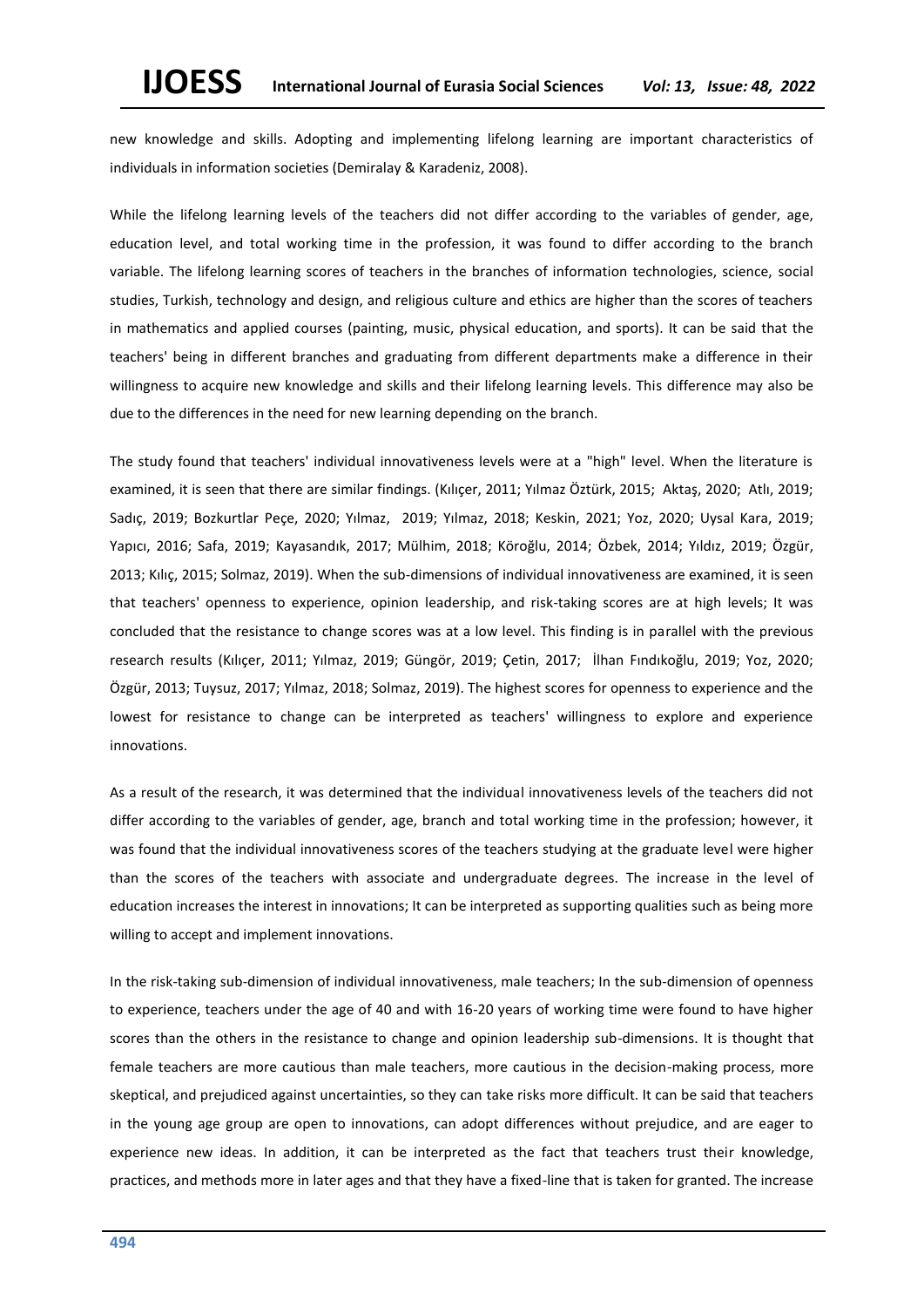new knowledge and skills. Adopting and implementing lifelong learning are important characteristics of individuals in information societies (Demiralay & Karadeniz, 2008).

While the lifelong learning levels of the teachers did not differ according to the variables of gender, age, education level, and total working time in the profession, it was found to differ according to the branch variable. The lifelong learning scores of teachers in the branches of information technologies, science, social studies, Turkish, technology and design, and religious culture and ethics are higher than the scores of teachers in mathematics and applied courses (painting, music, physical education, and sports). It can be said that the teachers' being in different branches and graduating from different departments make a difference in their willingness to acquire new knowledge and skills and their lifelong learning levels. This difference may also be due to the differences in the need for new learning depending on the branch.

The study found that teachers' individual innovativeness levels were at a "high" level. When the literature is examined, it is seen that there are similar findings. (Kılıçer, 2011; Yılmaz Öztürk, 2015; Aktaş, 2020; Atlı, 2019; Sadıç, 2019; Bozkurtlar Peçe, 2020; Yılmaz, 2019; Yılmaz, 2018; Keskin, 2021; Yoz, 2020; Uysal Kara, 2019; Yapıcı, 2016; Safa, 2019; Kayasandık, 2017; Mülhim, 2018; Köroğlu, 2014; Özbek, 2014; Yıldız, 2019; Özgür, 2013; Kılıç, 2015; Solmaz, 2019). When the sub-dimensions of individual innovativeness are examined, it is seen that teachers' openness to experience, opinion leadership, and risk-taking scores are at high levels; It was concluded that the resistance to change scores was at a low level. This finding is in parallel with the previous research results (Kılıçer, 2011; Yılmaz, 2019; Güngör, 2019; Çetin, 2017; İlhan Fındıkoğlu, 2019; Yoz, 2020; Özgür, 2013; Tuysuz, 2017; Yılmaz, 2018; Solmaz, 2019). The highest scores for openness to experience and the lowest for resistance to change can be interpreted as teachers' willingness to explore and experience innovations.

As a result of the research, it was determined that the individual innovativeness levels of the teachers did not differ according to the variables of gender, age, branch and total working time in the profession; however, it was found that the individual innovativeness scores of the teachers studying at the graduate level were higher than the scores of the teachers with associate and undergraduate degrees. The increase in the level of education increases the interest in innovations; It can be interpreted as supporting qualities such as being more willing to accept and implement innovations.

In the risk-taking sub-dimension of individual innovativeness, male teachers; In the sub-dimension of openness to experience, teachers under the age of 40 and with 16-20 years of working time were found to have higher scores than the others in the resistance to change and opinion leadership sub-dimensions. It is thought that female teachers are more cautious than male teachers, more cautious in the decision-making process, more skeptical, and prejudiced against uncertainties, so they can take risks more difficult. It can be said that teachers in the young age group are open to innovations, can adopt differences without prejudice, and are eager to experience new ideas. In addition, it can be interpreted as the fact that teachers trust their knowledge, practices, and methods more in later ages and that they have a fixed-line that is taken for granted. The increase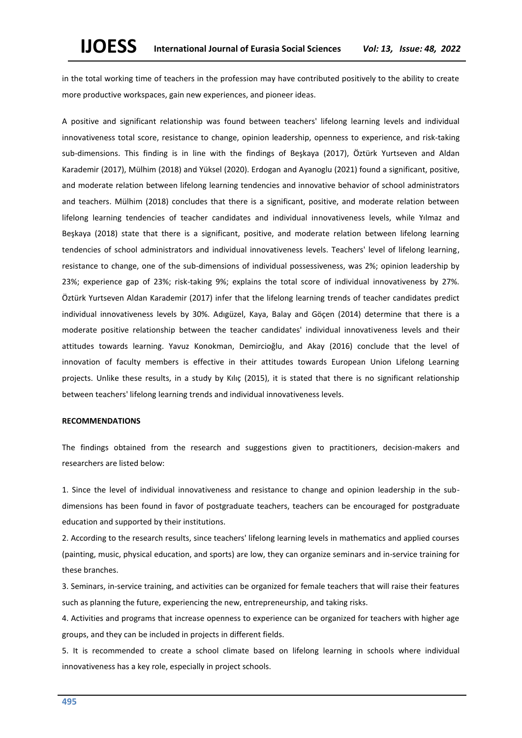in the total working time of teachers in the profession may have contributed positively to the ability to create more productive workspaces, gain new experiences, and pioneer ideas.

A positive and significant relationship was found between teachers' lifelong learning levels and individual innovativeness total score, resistance to change, opinion leadership, openness to experience, and risk-taking sub-dimensions. This finding is in line with the findings of Beşkaya (2017), Öztürk Yurtseven and Aldan Karademir (2017), Mülhim (2018) and Yüksel (2020). Erdogan and Ayanoglu (2021) found a significant, positive, and moderate relation between lifelong learning tendencies and innovative behavior of school administrators and teachers. Mülhim (2018) concludes that there is a significant, positive, and moderate relation between lifelong learning tendencies of teacher candidates and individual innovativeness levels, while Yılmaz and Beşkaya (2018) state that there is a significant, positive, and moderate relation between lifelong learning tendencies of school administrators and individual innovativeness levels. Teachers' level of lifelong learning, resistance to change, one of the sub-dimensions of individual possessiveness, was 2%; opinion leadership by 23%; experience gap of 23%; risk-taking 9%; explains the total score of individual innovativeness by 27%. Öztürk Yurtseven Aldan Karademir (2017) infer that the lifelong learning trends of teacher candidates predict individual innovativeness levels by 30%. Adıgüzel, Kaya, Balay and Göçen (2014) determine that there is a moderate positive relationship between the teacher candidates' individual innovativeness levels and their attitudes towards learning. Yavuz Konokman, Demircioğlu, and Akay (2016) conclude that the level of innovation of faculty members is effective in their attitudes towards European Union Lifelong Learning projects. Unlike these results, in a study by Kılıç (2015), it is stated that there is no significant relationship between teachers' lifelong learning trends and individual innovativeness levels.

## RECOMMENDATIONS

The findings obtained from the research and suggestions given to practitioners, decision-makers and researchers are listed below:

1. Since the level of individual innovativeness and resistance to change and opinion leadership in the sub-dimensions has been found in favor of postgraduate teachers, teachers can be encouraged for postgraduate education and supported by their institutions.
2. According to the research results, since teachers' lifelong learning levels in mathematics and applied courses (painting, music, physical education, and sports) are low, they can organize seminars and in-service training for these branches.
3. Seminars, in-service training, and activities can be organized for female teachers that will raise their features such as planning the future, experiencing the new, entrepreneurship, and taking risks.
4. Activities and programs that increase openness to experience can be organized for teachers with higher age groups, and they can be included in projects in different fields.
5. It is recommended to create a school climate based on lifelong learning in schools where individual innovativeness has a key role, especially in project schools.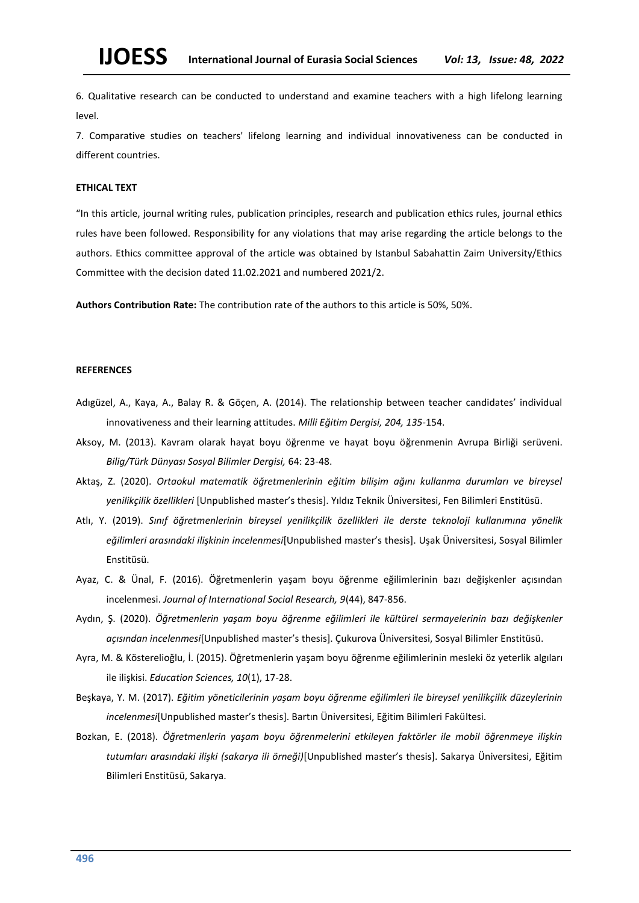6. Qualitative research can be conducted to understand and examine teachers with a high lifelong learning level.

7. Comparative studies on teachers' lifelong learning and individual innovativeness can be conducted in different countries.

**ETHICAL TEXT**

"In this article, journal writing rules, publication principles, research and publication ethics rules, journal ethics rules have been followed. Responsibility for any violations that may arise regarding the article belongs to the authors. Ethics committee approval of the article was obtained by Istanbul Sabahattin Zaim University/Ethics Committee with the decision dated 11.02.2021 and numbered 2021/2.

**Authors Contribution Rate:** The contribution rate of the authors to this article is 50%, 50%.

**REFERENCES**

Adıgüzel, A., Kaya, A., Balay R. & Göçen, A. (2014). The relationship between teacher candidates' individual innovativeness and their learning attitudes. *Milli Eğitim Dergisi, 204, 135*-154.

Aksoy, M. (2013). Kavram olarak hayat boyu öğrenme ve hayat boyu öğrenmenin Avrupa Birliği serüveni. *Bilig/Türk Dünyası Sosyal Bilimler Dergisi,* 64: 23-48.

Aktaş, Z. (2020). *Ortaokul matematik öğretmenlerinin eğitim bilişim ağını kullanma durumları ve bireysel yenilikçilik özellikleri* [Unpublished master's thesis]. Yıldız Teknik Üniversitesi, Fen Bilimleri Enstitüsü.

Atlı, Y. (2019). *Sınıf öğretmenlerinin bireysel yenilikçilik özellikleri ile derste teknoloji kullanımına yönelik eğilimleri arasındaki ilişkinin incelenmesi*[Unpublished master's thesis]. Uşak Üniversitesi, Sosyal Bilimler Enstitüsü.

Ayaz, C. & Ünal, F. (2016). Öğretmenlerin yaşam boyu öğrenme eğilimlerinin bazı değişkenler açısından incelenmesi. *Journal of International Social Research, 9*(44), 847-856.

Aydın, Ş. (2020). *Öğretmenlerin yaşam boyu öğrenme eğilimleri ile kültürel sermayelerinin bazı değişkenler açısından incelenmesi*[Unpublished master's thesis]. Çukurova Üniversitesi, Sosyal Bilimler Enstitüsü.

Ayra, M. & Kösterelioğlu, İ. (2015). Öğretmenlerin yaşam boyu öğrenme eğilimlerinin mesleki öz yeterlik algıları ile ilişkisi. *Education Sciences, 10*(1), 17-28.

Beşkaya, Y. M. (2017). *Eğitim yöneticilerinin yaşam boyu öğrenme eğilimleri ile bireysel yenilikçilik düzeylerinin incelenmesi*[Unpublished master's thesis]. Bartın Üniversitesi, Eğitim Bilimleri Fakültesi.

Bozkan, E. (2018). *Öğretmenlerin yaşam boyu öğrenmelerini etkileyen faktörler ile mobil öğrenmeye ilişkin tutumları arasındaki ilişki (sakarya ili örneği)*[Unpublished master's thesis]. Sakarya Üniversitesi, Eğitim Bilimleri Enstitüsü, Sakarya.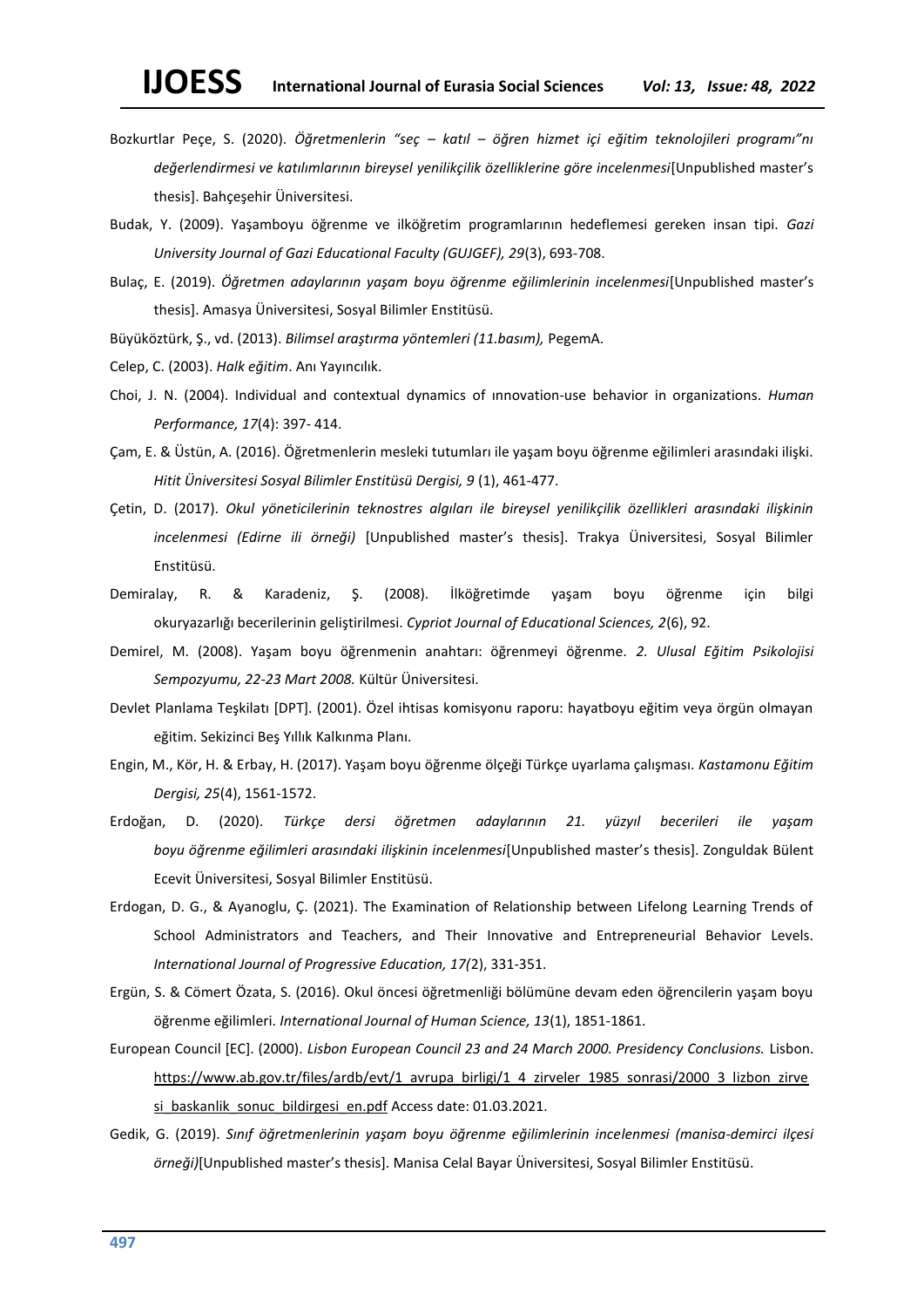Bozkurtlar Peçe, S. (2020). *Öğretmenlerin "seç – katıl – öğren hizmet içi eğitim teknolojileri programı"nı değerlendirmesi ve katılımlarının bireysel yenilikçilik özelliklerine göre incelenmesi*[Unpublished master's thesis]. Bahçeşehir Üniversitesi.

Budak, Y. (2009). Yaşamboyu öğrenme ve ilköğretim programlarının hedeflemesi gereken insan tipi. *Gazi University Journal of Gazi Educational Faculty (GUJGEF), 29*(3), 693-708.

Bulaç, E. (2019). *Öğretmen adaylarının yaşam boyu öğrenme eğilimlerinin incelenmesi*[Unpublished master's thesis]. Amasya Üniversitesi, Sosyal Bilimler Enstitüsü.

Büyüköztürk, Ş., vd. (2013). *Bilimsel araştırma yöntemleri (11.basım),* PegemA.

Celep, C. (2003). *Halk eğitim*. Anı Yayıncılık.

Choi, J. N. (2004). Individual and contextual dynamics of ınnovation-use behavior in organizations. *Human Performance, 17*(4): 397- 414.

Çam, E. & Üstün, A. (2016). Öğretmenlerin mesleki tutumları ile yaşam boyu öğrenme eğilimleri arasındaki ilişki. *Hitit Üniversitesi Sosyal Bilimler Enstitüsü Dergisi, 9* (1), 461-477.

Çetin, D. (2017). *Okul yöneticilerinin teknostres algıları ile bireysel yenilikçilik özellikleri arasındaki ilişkinin incelenmesi (Edirne ili örneği)* [Unpublished master's thesis]. Trakya Üniversitesi, Sosyal Bilimler Enstitüsü.

Demiralay, R. & Karadeniz, Ş. (2008). İlköğretimde yaşam boyu öğrenme için bilgi okuryazarlığı becerilerinin geliştirilmesi. *Cypriot Journal of Educational Sciences, 2*(6), 92.

Demirel, M. (2008). Yaşam boyu öğrenmenin anahtarı: öğrenmeyi öğrenme. *2. Ulusal Eğitim Psikolojisi Sempozyumu, 22-23 Mart 2008.* Kültür Üniversitesi.

Devlet Planlama Teşkilatı [DPT]. (2001). Özel ihtisas komisyonu raporu: hayatboyu eğitim veya örgün olmayan eğitim. Sekizinci Beş Yıllık Kalkınma Planı.

Engin, M., Kör, H. & Erbay, H. (2017). Yaşam boyu öğrenme ölçeği Türkçe uyarlama çalışması. *Kastamonu Eğitim Dergisi, 25*(4), 1561-1572.

Erdoğan, D. (2020). *Türkçe dersi öğretmen adaylarının 21. yüzyıl becerileri ile yaşam boyu öğrenme eğilimleri arasındaki ilişkinin incelenmesi*[Unpublished master's thesis]. Zonguldak Bülent Ecevit Üniversitesi, Sosyal Bilimler Enstitüsü.

Erdogan, D. G., & Ayanoglu, Ç. (2021). The Examination of Relationship between Lifelong Learning Trends of School Administrators and Teachers, and Their Innovative and Entrepreneurial Behavior Levels. *International Journal of Progressive Education, 17(*2), 331-351.

Ergün, S. & Cömert Özata, S. (2016). Okul öncesi öğretmenliği bölümüne devam eden öğrencilerin yaşam boyu öğrenme eğilimleri. *International Journal of Human Science, 13*(1), 1851-1861.

European Council [EC]. (2000). *Lisbon European Council 23 and 24 March 2000. Presidency Conclusions.* Lisbon. https://www.ab.gov.tr/files/ardb/evt/1_avrupa_birligi/1_4_zirveler_1985_sonrasi/2000_3_lizbon_zirvesi_baskanlik_sonuc_bildirgesi_en.pdf Access date: 01.03.2021.

Gedik, G. (2019). *Sınıf öğretmenlerinin yaşam boyu öğrenme eğilimlerinin incelenmesi (manisa-demirci ilçesi örneği)*[Unpublished master's thesis]. Manisa Celal Bayar Üniversitesi, Sosyal Bilimler Enstitüsü.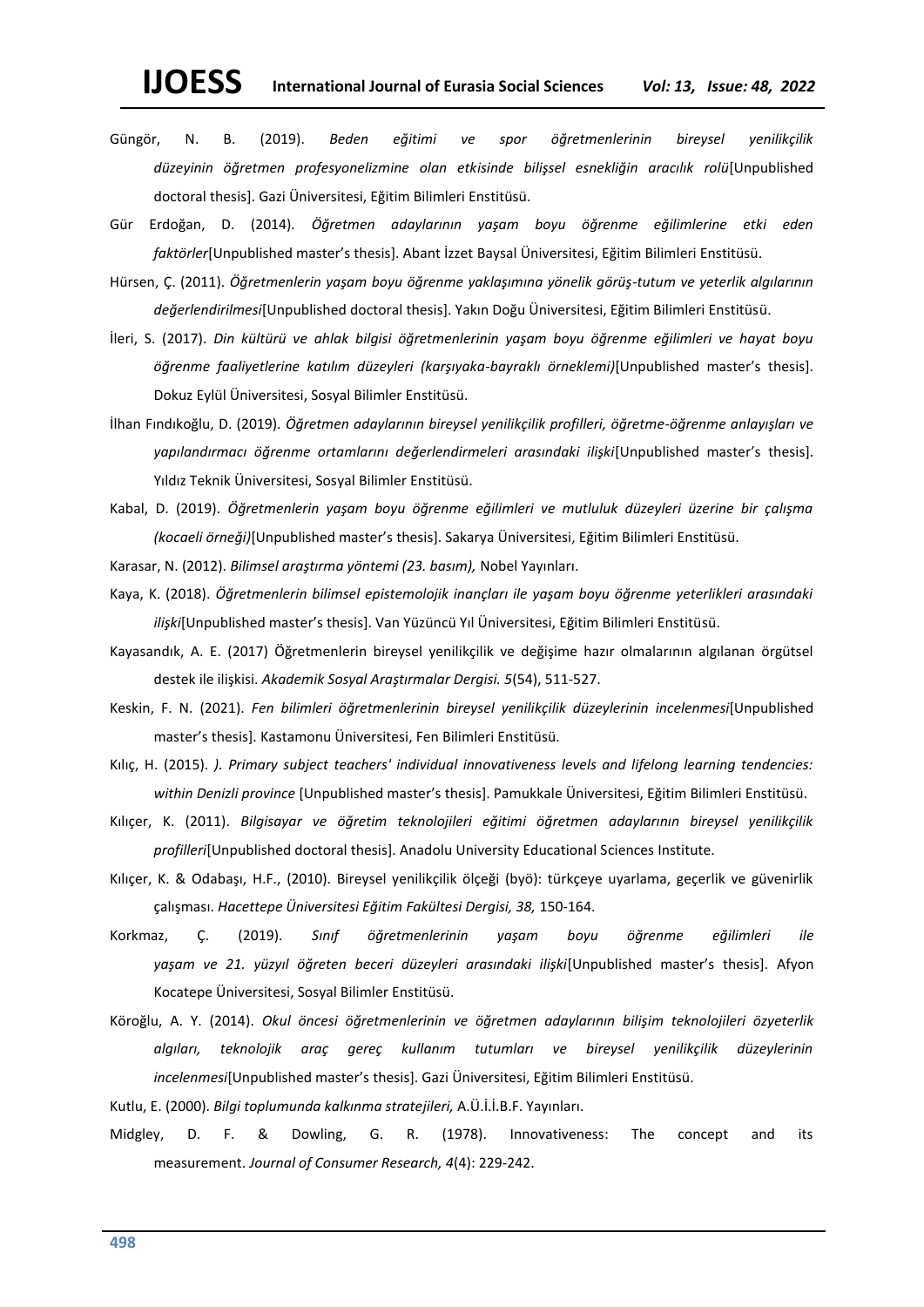Güngör, N. B. (2019). *Beden eğitimi ve spor öğretmenlerinin bireysel yenilikçilik düzeyinin öğretmen profesyonelizmine olan etkisinde bilişsel esnekliğin aracılık rolü*[Unpublished doctoral thesis]. Gazi Üniversitesi, Eğitim Bilimleri Enstitüsü.

Gür Erdoğan, D. (2014). *Öğretmen adaylarının yaşam boyu öğrenme eğilimlerine etki eden faktörler*[Unpublished master's thesis]. Abant İzzet Baysal Üniversitesi, Eğitim Bilimleri Enstitüsü.

Hürsen, Ç. (2011). *Öğretmenlerin yaşam boyu öğrenme yaklaşımına yönelik görüş-tutum ve yeterlik algılarının değerlendirilmesi*[Unpublished doctoral thesis]. Yakın Doğu Üniversitesi, Eğitim Bilimleri Enstitüsü.

İleri, S. (2017). *Din kültürü ve ahlak bilgisi öğretmenlerinin yaşam boyu öğrenme eğilimleri ve hayat boyu öğrenme faaliyetlerine katılım düzeyleri (karşıyaka-bayraklı örneklemi)*[Unpublished master's thesis]. Dokuz Eylül Üniversitesi, Sosyal Bilimler Enstitüsü.

İlhan Fındıkoğlu, D. (2019). *Öğretmen adaylarının bireysel yenilikçilik profilleri, öğretme-öğrenme anlayışları ve yapılandırmacı öğrenme ortamlarını değerlendirmeleri arasındaki ilişki*[Unpublished master's thesis]. Yıldız Teknik Üniversitesi, Sosyal Bilimler Enstitüsü.

Kabal, D. (2019). *Öğretmenlerin yaşam boyu öğrenme eğilimleri ve mutluluk düzeyleri üzerine bir çalışma (kocaeli örneği)*[Unpublished master's thesis]. Sakarya Üniversitesi, Eğitim Bilimleri Enstitüsü.

Karasar, N. (2012). *Bilimsel araştırma yöntemi (23. basım),* Nobel Yayınları.

Kaya, K. (2018). *Öğretmenlerin bilimsel epistemolojik inançları ile yaşam boyu öğrenme yeterlikleri arasındaki ilişki*[Unpublished master's thesis]. Van Yüzüncü Yıl Üniversitesi, Eğitim Bilimleri Enstitüsü.

Kayasandık, A. E. (2017) Öğretmenlerin bireysel yenilikçilik ve değişime hazır olmalarının algılanan örgütsel destek ile ilişkisi. *Akademik Sosyal Araştırmalar Dergisi. 5*(54), 511-527.

Keskin, F. N. (2021). *Fen bilimleri öğretmenlerinin bireysel yenilikçilik düzeylerinin incelenmesi*[Unpublished master's thesis]. Kastamonu Üniversitesi, Fen Bilimleri Enstitüsü.

Kılıç, H. (2015). *). Primary subject teachers' individual innovativeness levels and lifelong learning tendencies: within Denizli province* [Unpublished master's thesis]. Pamukkale Üniversitesi, Eğitim Bilimleri Enstitüsü.

Kılıçer, K. (2011). *Bilgisayar ve öğretim teknolojileri eğitimi öğretmen adaylarının bireysel yenilikçilik profilleri*[Unpublished doctoral thesis]. Anadolu University Educational Sciences Institute.

Kılıçer, K. & Odabaşı, H.F., (2010). Bireysel yenilikçilik ölçeği (byö): türkçeye uyarlama, geçerlik ve güvenirlik çalışması. *Hacettepe Üniversitesi Eğitim Fakültesi Dergisi, 38,* 150-164.

Korkmaz, Ç. (2019). *Sınıf öğretmenlerinin yaşam boyu öğrenme eğilimleri ile yaşam ve 21. yüzyıl öğreten beceri düzeyleri arasındaki ilişki*[Unpublished master's thesis]. Afyon Kocatepe Üniversitesi, Sosyal Bilimler Enstitüsü.

Köroğlu, A. Y. (2014). *Okul öncesi öğretmenlerinin ve öğretmen adaylarının bilişim teknolojileri özyeterlik algıları, teknolojik araç gereç kullanım tutumları ve bireysel yenilikçilik düzeylerinin incelenmesi*[Unpublished master's thesis]. Gazi Üniversitesi, Eğitim Bilimleri Enstitüsü.

Kutlu, E. (2000). *Bilgi toplumunda kalkınma stratejileri,* A.Ü.İ.İ.B.F. Yayınları.

Midgley, D. F. & Dowling, G. R. (1978). Innovativeness: The concept and its measurement. *Journal of Consumer Research, 4*(4): 229-242.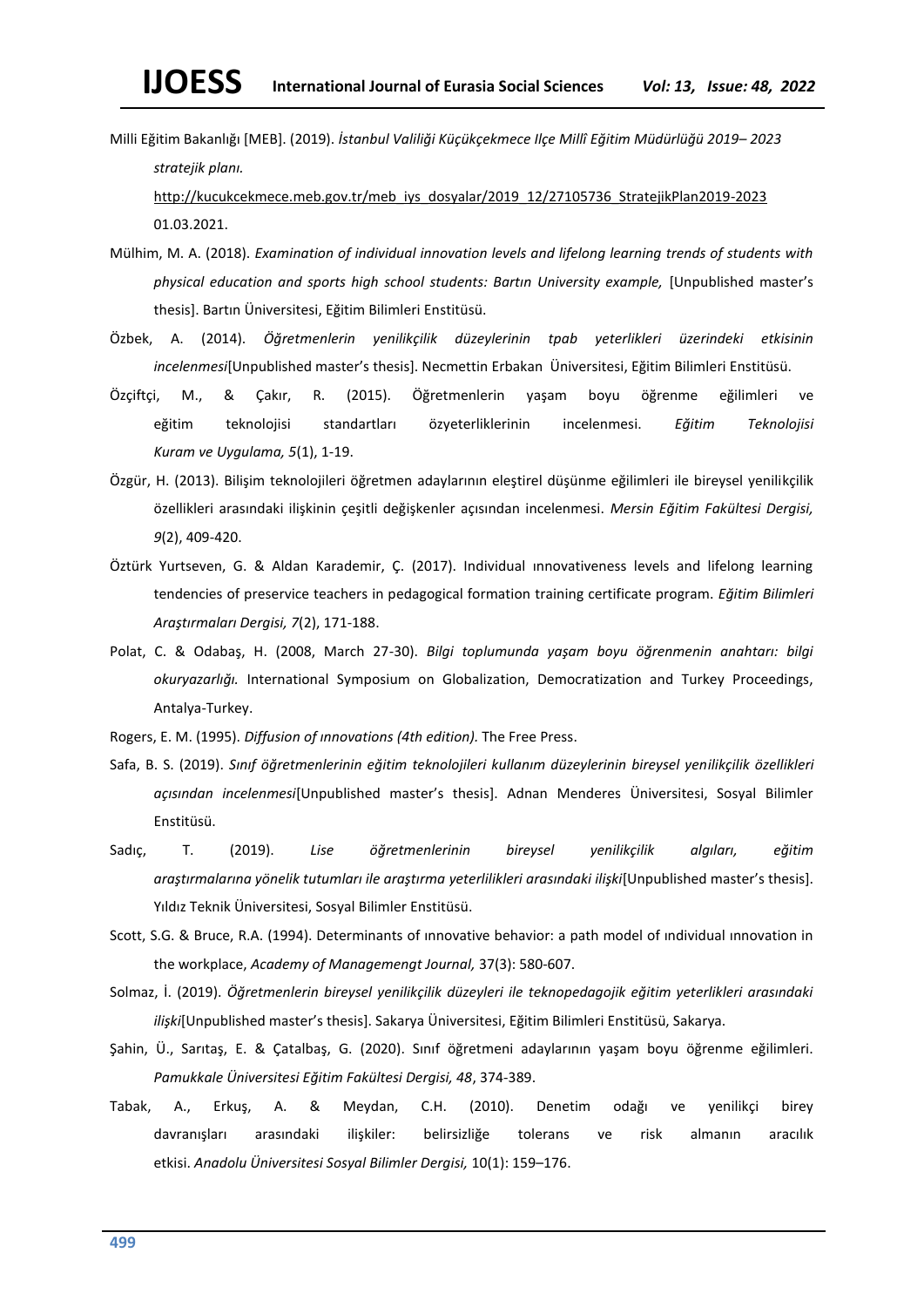Milli Eğitim Bakanlığı [MEB]. (2019). *İstanbul Valiliği Küçükçekmece Ilçe Millî Eğitim Müdürlüğü 2019– 2023 stratejik planı.* http://kucukcekmece.meb.gov.tr/meb_iys_dosyalar/2019_12/27105736_StratejikPlan2019-2023 01.03.2021.

Mülhim, M. A. (2018). *Examination of individual innovation levels and lifelong learning trends of students with physical education and sports high school students: Bartın University example,* [Unpublished master's thesis]. Bartın Üniversitesi, Eğitim Bilimleri Enstitüsü.

Özbek, A. (2014). *Öğretmenlerin yenilikçilik düzeylerinin tpab yeterlikleri üzerindeki etkisinin incelenmesi*[Unpublished master's thesis]. Necmettin Erbakan Üniversitesi, Eğitim Bilimleri Enstitüsü.

Özçiftçi, M., & Çakır, R. (2015). Öğretmenlerin yaşam boyu öğrenme eğilimleri ve eğitim teknolojisi standartları özyeterliklerinin incelenmesi. *Eğitim Teknolojisi Kuram ve Uygulama, 5*(1), 1-19.

Özgür, H. (2013). Bilişim teknolojileri öğretmen adaylarının eleştirel düşünme eğilimleri ile bireysel yenilikçilik özellikleri arasındaki ilişkinin çeşitli değişkenler açısından incelenmesi. *Mersin Eğitim Fakültesi Dergisi, 9*(2), 409-420.

Öztürk Yurtseven, G. & Aldan Karademir, Ç. (2017). Individual ınnovativeness levels and lifelong learning tendencies of preservice teachers in pedagogical formation training certificate program. *Eğitim Bilimleri Araştırmaları Dergisi, 7*(2), 171-188.

Polat, C. & Odabaş, H. (2008, March 27-30). *Bilgi toplumunda yaşam boyu öğrenmenin anahtarı: bilgi okuryazarlığı.* International Symposium on Globalization, Democratization and Turkey Proceedings, Antalya-Turkey.

Rogers, E. M. (1995). *Diffusion of ınnovations (4th edition).* The Free Press.

Safa, B. S. (2019). *Sınıf öğretmenlerinin eğitim teknolojileri kullanım düzeylerinin bireysel yenilikçilik özellikleri açısından incelenmesi*[Unpublished master's thesis]. Adnan Menderes Üniversitesi, Sosyal Bilimler Enstitüsü.

Sadıç, T. (2019). *Lise öğretmenlerinin bireysel yenilikçilik algıları, eğitim araştırmalarına yönelik tutumları ile araştırma yeterlilikleri arasındaki ilişki*[Unpublished master's thesis]. Yıldız Teknik Üniversitesi, Sosyal Bilimler Enstitüsü.

Scott, S.G. & Bruce, R.A. (1994). Determinants of ınnovative behavior: a path model of ındividual ınnovation in the workplace, *Academy of Managemengt Journal,* 37(3): 580-607.

Solmaz, İ. (2019). *Öğretmenlerin bireysel yenilikçilik düzeyleri ile teknopedagojik eğitim yeterlikleri arasındaki ilişki*[Unpublished master's thesis]. Sakarya Üniversitesi, Eğitim Bilimleri Enstitüsü, Sakarya.

Şahin, Ü., Sarıtaş, E. & Çatalbaş, G. (2020). Sınıf öğretmeni adaylarının yaşam boyu öğrenme eğilimleri. *Pamukkale Üniversitesi Eğitim Fakültesi Dergisi, 48*, 374-389.

Tabak, A., Erkuş, A. & Meydan, C.H. (2010). Denetim odağı ve yenilikçi birey davranışları arasındaki ilişkiler: belirsizliğe tolerans ve risk almanın aracılık etkisi. *Anadolu Üniversitesi Sosyal Bilimler Dergisi,* 10(1): 159–176.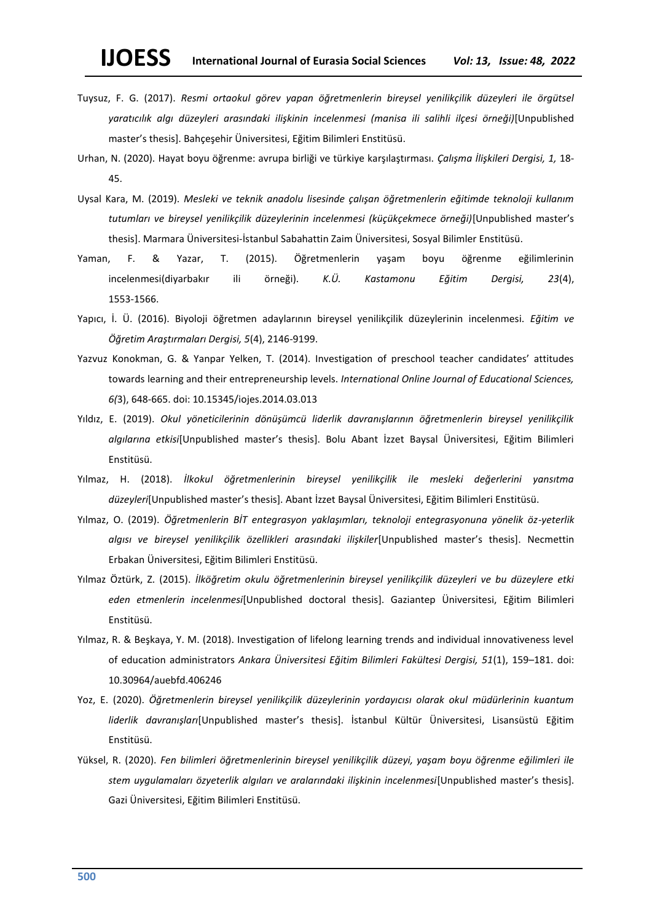Tuysuz, F. G. (2017). *Resmi ortaokul görev yapan öğretmenlerin bireysel yenilikçilik düzeyleri ile örgütsel yaratıcılık algı düzeyleri arasındaki ilişkinin incelenmesi (manisa ili salihli ilçesi örneği)*[Unpublished master's thesis]. Bahçeşehir Üniversitesi, Eğitim Bilimleri Enstitüsü.

Urhan, N. (2020). Hayat boyu öğrenme: avrupa birliği ve türkiye karşılaştırması. *Çalışma İlişkileri Dergisi, 1,* 18-45.

Uysal Kara, M. (2019). *Mesleki ve teknik anadolu lisesinde çalışan öğretmenlerin eğitimde teknoloji kullanım tutumları ve bireysel yenilikçilik düzeylerinin incelenmesi (küçükçekmece örneği)*[Unpublished master's thesis]. Marmara Üniversitesi-İstanbul Sabahattin Zaim Üniversitesi, Sosyal Bilimler Enstitüsü.

Yaman, F. & Yazar, T. (2015). Öğretmenlerin yaşam boyu öğrenme eğilimlerinin incelenmesi(diyarbakır ili örneği). *K.Ü. Kastamonu Eğitim Dergisi, 23*(4), 1553-1566.

Yapıcı, İ. Ü. (2016). Biyoloji öğretmen adaylarının bireysel yenilikçilik düzeylerinin incelenmesi. *Eğitim ve Öğretim Araştırmaları Dergisi, 5*(4), 2146-9199.

Yazvuz Konokman, G. & Yanpar Yelken, T. (2014). Investigation of preschool teacher candidates' attitudes towards learning and their entrepreneurship levels. *International Online Journal of Educational Sciences, 6(*3), 648-665. doi: 10.15345/iojes.2014.03.013

Yıldız, E. (2019). *Okul yöneticilerinin dönüşümcü liderlik davranışlarının öğretmenlerin bireysel yenilikçilik algılarına etkisi*[Unpublished master's thesis]. Bolu Abant İzzet Baysal Üniversitesi, Eğitim Bilimleri Enstitüsü.

Yılmaz, H. (2018). *İlkokul öğretmenlerinin bireysel yenilikçilik ile mesleki değerlerini yansıtma düzeyleri*[Unpublished master's thesis]. Abant İzzet Baysal Üniversitesi, Eğitim Bilimleri Enstitüsü.

Yılmaz, O. (2019). *Öğretmenlerin BİT entegrasyon yaklaşımları, teknoloji entegrasyonuna yönelik öz-yeterlik algısı ve bireysel yenilikçilik özellikleri arasındaki ilişkiler*[Unpublished master's thesis]. Necmettin Erbakan Üniversitesi, Eğitim Bilimleri Enstitüsü.

Yılmaz Öztürk, Z. (2015). *İlköğretim okulu öğretmenlerinin bireysel yenilikçilik düzeyleri ve bu düzeylere etki eden etmenlerin incelenmesi*[Unpublished doctoral thesis]. Gaziantep Üniversitesi, Eğitim Bilimleri Enstitüsü.

Yılmaz, R. & Beşkaya, Y. M. (2018). Investigation of lifelong learning trends and individual innovativeness level of education administrators *Ankara Üniversitesi Eğitim Bilimleri Fakültesi Dergisi, 51*(1), 159–181. doi: 10.30964/auebfd.406246

Yoz, E. (2020). *Öğretmenlerin bireysel yenilikçilik düzeylerinin yordayıcısı olarak okul müdürlerinin kuantum liderlik davranışları*[Unpublished master's thesis]. İstanbul Kültür Üniversitesi, Lisansüstü Eğitim Enstitüsü.

Yüksel, R. (2020). *Fen bilimleri öğretmenlerinin bireysel yenilikçilik düzeyi, yaşam boyu öğrenme eğilimleri ile stem uygulamaları özyeterlik algıları ve aralarındaki ilişkinin incelenmesi*[Unpublished master's thesis]. Gazi Üniversitesi, Eğitim Bilimleri Enstitüsü.